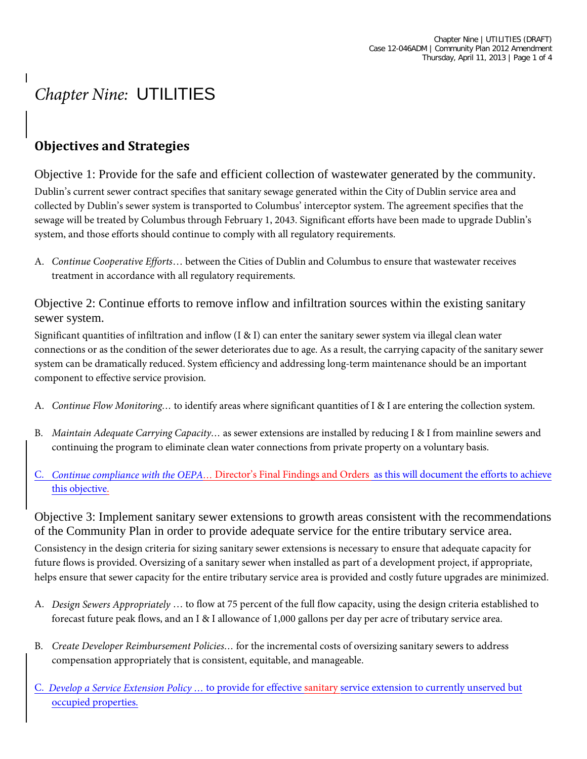# *Chapter Nine:* UTILITIES

## Objectives and Strategies

### Objective 1: Provide for the safe and efficient collection of wastewater generated by the community.

Dublin's current sewer contract specifies that sanitary sewage generated within the City of Dublin service area and collected by Dublin's sewer system is transported to Columbus' interceptor system. The agreement specifies that the sewage will be treated by Columbus through February 1, 2043. Significant efforts have been made to upgrade Dublin's system, and those efforts should continue to comply with all regulatory requirements.

A. *Continue Cooperative Efforts*… between the Cities of Dublin and Columbus to ensure that wastewater receives treatment in accordance with all regulatory requirements.

### Objective 2: Continue efforts to remove inflow and infiltration sources within the existing sanitary sewer system.

Significant quantities of infiltration and inflow (I & I) can enter the sanitary sewer system via illegal clean water connections or as the condition of the sewer deteriorates due to age. As a result, the carrying capacity of the sanitary sewer system can be dramatically reduced. System efficiency and addressing long-term maintenance should be an important component to effective service provision.

A. *Continue Flow Monitoring…* to identify areas where significant quantities of I & I are entering the collection system.

B. *Maintain Adequate Carrying Capacity…* as sewer extensions are installed by reducing I & I from mainline sewers and continuing the program to eliminate clean water connections from private property on a voluntary basis.

C. *Continue compliance with the OEPA…* Director's Final Findings and Orders as this will document the efforts to achieve this objective.

### Objective 3: Implement sanitary sewer extensions to growth areas consistent with the recommendations of the Community Plan in order to provide adequate service for the entire tributary service area.

Consistency in the design criteria for sizing sanitary sewer extensions is necessary to ensure that adequate capacity for future flows is provided. Oversizing of a sanitary sewer when installed as part of a development project, if appropriate, helps ensure that sewer capacity for the entire tributary service area is provided and costly future upgrades are minimized.

A. *Design Sewers Appropriately* … to flow at 75 percent of the full flow capacity, using the design criteria established to forecast future peak flows, and an I & I allowance of 1,000 gallons per day per acre of tributary service area.

B. *Create Developer Reimbursement Policies…* for the incremental costs of oversizing sanitary sewers to address compensation appropriately that is consistent, equitable, and manageable.

C. *Develop a Service Extension Policy …* to provide for effective sanitary service extension to currently unserved but occupied properties.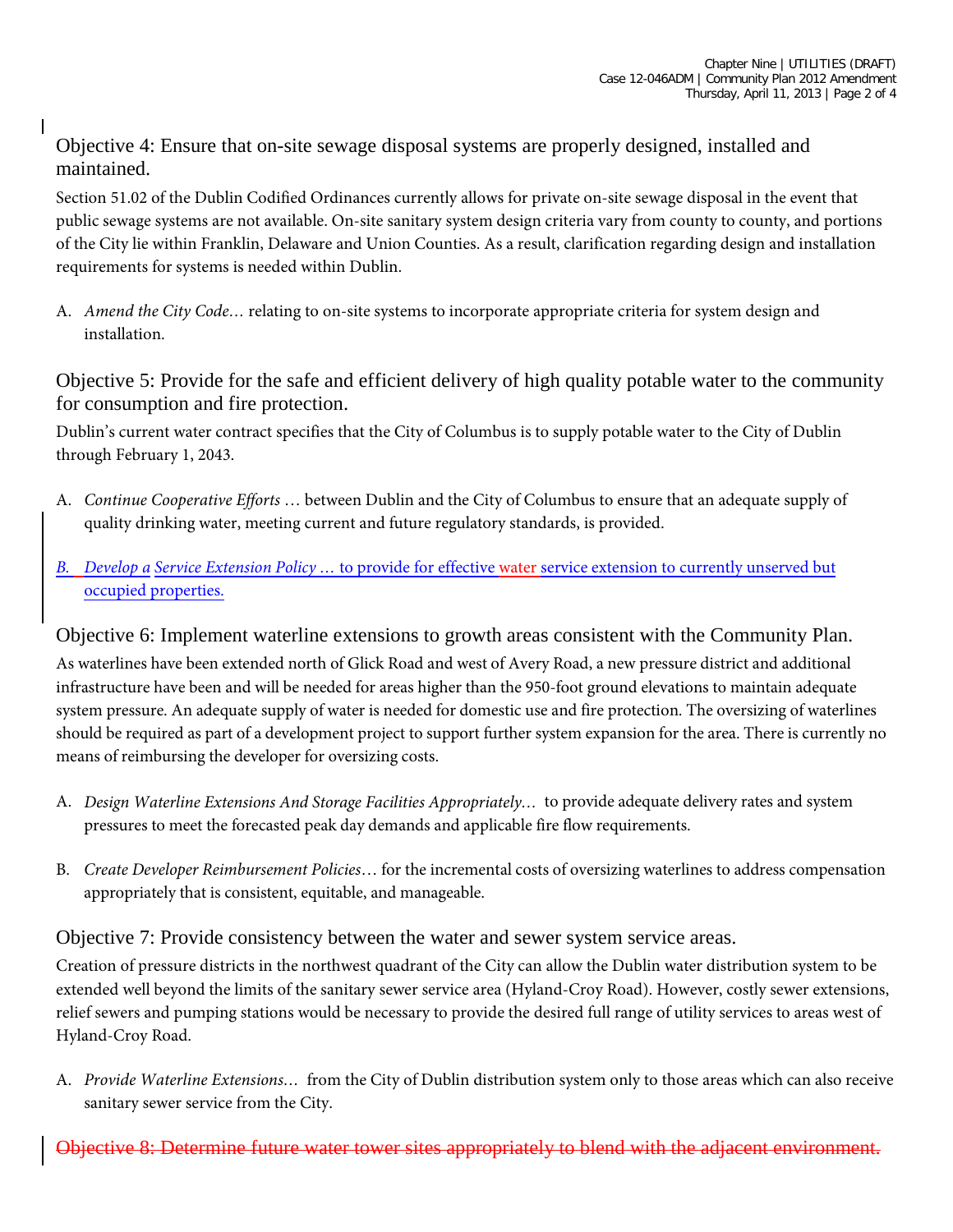## Objective 4: Ensure that on-site sewage disposal systems are properly designed, installed and maintained.

Section 51.02 of the Dublin Codified Ordinances currently allows for private on-site sewage disposal in the event that public sewage systems are not available. On-site sanitary system design criteria vary from county to county, and portions of the City lie within Franklin, Delaware and Union Counties. As a result, clarification regarding design and installation requirements for systems is needed within Dublin.

A. *Amend the City Code…* relating to on-site systems to incorporate appropriate criteria for system design and installation.

## Objective 5: Provide for the safe and efficient delivery of high quality potable water to the community for consumption and fire protection.

Dublin's current water contract specifies that the City of Columbus is to supply potable water to the City of Dublin through February 1, 2043.

A. *Continue Cooperative Efforts* … between Dublin and the City of Columbus to ensure that an adequate supply of quality drinking water, meeting current and future regulatory standards, is provided.

B. *Develop a Service Extension Policy* … to provide for effective water service extension to currently unserved but occupied properties.

## Objective 6: Implement waterline extensions to growth areas consistent with the Community Plan.

As waterlines have been extended north of Glick Road and west of Avery Road, a new pressure district and additional infrastructure have been and will be needed for areas higher than the 950-foot ground elevations to maintain adequate system pressure. An adequate supply of water is needed for domestic use and fire protection. The oversizing of waterlines should be required as part of a development project to support further system expansion for the area. There is currently no means of reimbursing the developer for oversizing costs.

A. *Design Waterline Extensions And Storage Facilities Appropriately…* to provide adequate delivery rates and system pressures to meet the forecasted peak day demands and applicable fire flow requirements.

B. *Create Developer Reimbursement Policies…* for the incremental costs of oversizing waterlines to address compensation appropriately that is consistent, equitable, and manageable.

## Objective 7: Provide consistency between the water and sewer system service areas.

Creation of pressure districts in the northwest quadrant of the City can allow the Dublin water distribution system to be extended well beyond the limits of the sanitary sewer service area (Hyland-Croy Road). However, costly sewer extensions, relief sewers and pumping stations would be necessary to provide the desired full range of utility services to areas west of Hyland-Croy Road.

A. *Provide Waterline Extensions…* from the City of Dublin distribution system only to those areas which can also receive sanitary sewer service from the City.

## ~~Objective 8: Determine future water tower sites appropriately to blend with the adjacent environment.~~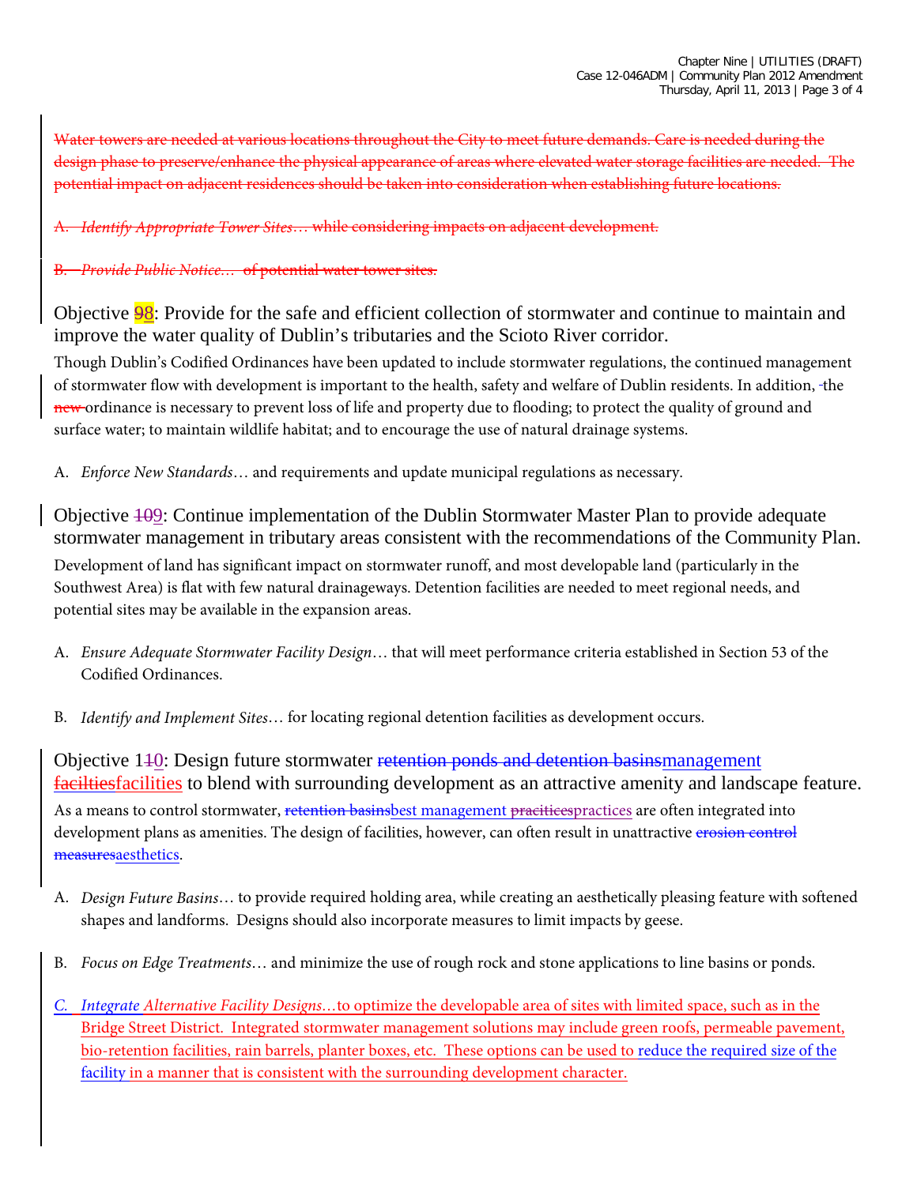~~Water towers are needed at various locations throughout the City to meet future demands. Care is needed during the design phase to preserve/enhance the physical appearance of areas where elevated water storage facilities are needed. The potential impact on adjacent residences should be taken into consideration when establishing future locations.~~

~~A. *Identify Appropriate Tower Sites*… while considering impacts on adjacent development.~~

~~B. *Provide Public Notice*… of potential water tower sites.~~

## Objective ~~9~~8: Provide for the safe and efficient collection of stormwater and continue to maintain and improve the water quality of Dublin's tributaries and the Scioto River corridor.

Though Dublin's Codified Ordinances have been updated to include stormwater regulations, the continued management of stormwater flow with development is important to the health, safety and welfare of Dublin residents. In addition, the ~~new~~ ordinance is necessary to prevent loss of life and property due to flooding; to protect the quality of ground and surface water; to maintain wildlife habitat; and to encourage the use of natural drainage systems.

A. *Enforce New Standards*… and requirements and update municipal regulations as necessary.

## Objective ~~10~~9: Continue implementation of the Dublin Stormwater Master Plan to provide adequate stormwater management in tributary areas consistent with the recommendations of the Community Plan.

Development of land has significant impact on stormwater runoff, and most developable land (particularly in the Southwest Area) is flat with few natural drainageways. Detention facilities are needed to meet regional needs, and potential sites may be available in the expansion areas.

A. *Ensure Adequate Stormwater Facility Design*… that will meet performance criteria established in Section 53 of the Codified Ordinances.

B. *Identify and Implement Sites*… for locating regional detention facilities as development occurs.

## Objective 1~~1~~0: Design future stormwater ~~retention ponds and detention basins~~management ~~faciltiies~~facilities to blend with surrounding development as an attractive amenity and landscape feature.

As a means to control stormwater, ~~retention basins~~best management ~~praiciices~~practices are often integrated into development plans as amenities. The design of facilities, however, can often result in unattractive ~~erosion control measures~~aesthetics.

A. *Design Future Basins*… to provide required holding area, while creating an aesthetically pleasing feature with softened shapes and landforms. Designs should also incorporate measures to limit impacts by geese.

B. *Focus on Edge Treatments*… and minimize the use of rough rock and stone applications to line basins or ponds.

C. *Integrate Alternative Facility Designs*…to optimize the developable area of sites with limited space, such as in the Bridge Street District. Integrated stormwater management solutions may include green roofs, permeable pavement, bio-retention facilities, rain barrels, planter boxes, etc. These options can be used to reduce the required size of the facility in a manner that is consistent with the surrounding development character.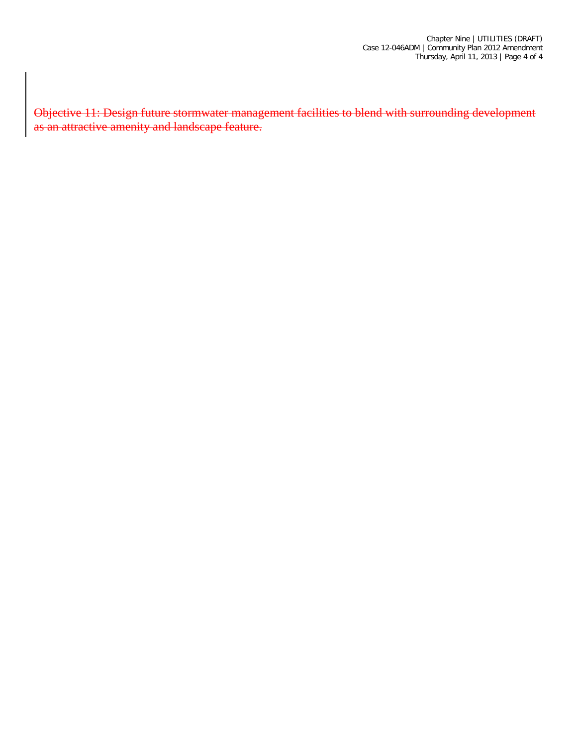~~Objective 11: Design future stormwater management facilities to blend with surrounding development as an attractive amenity and landscape feature.~~